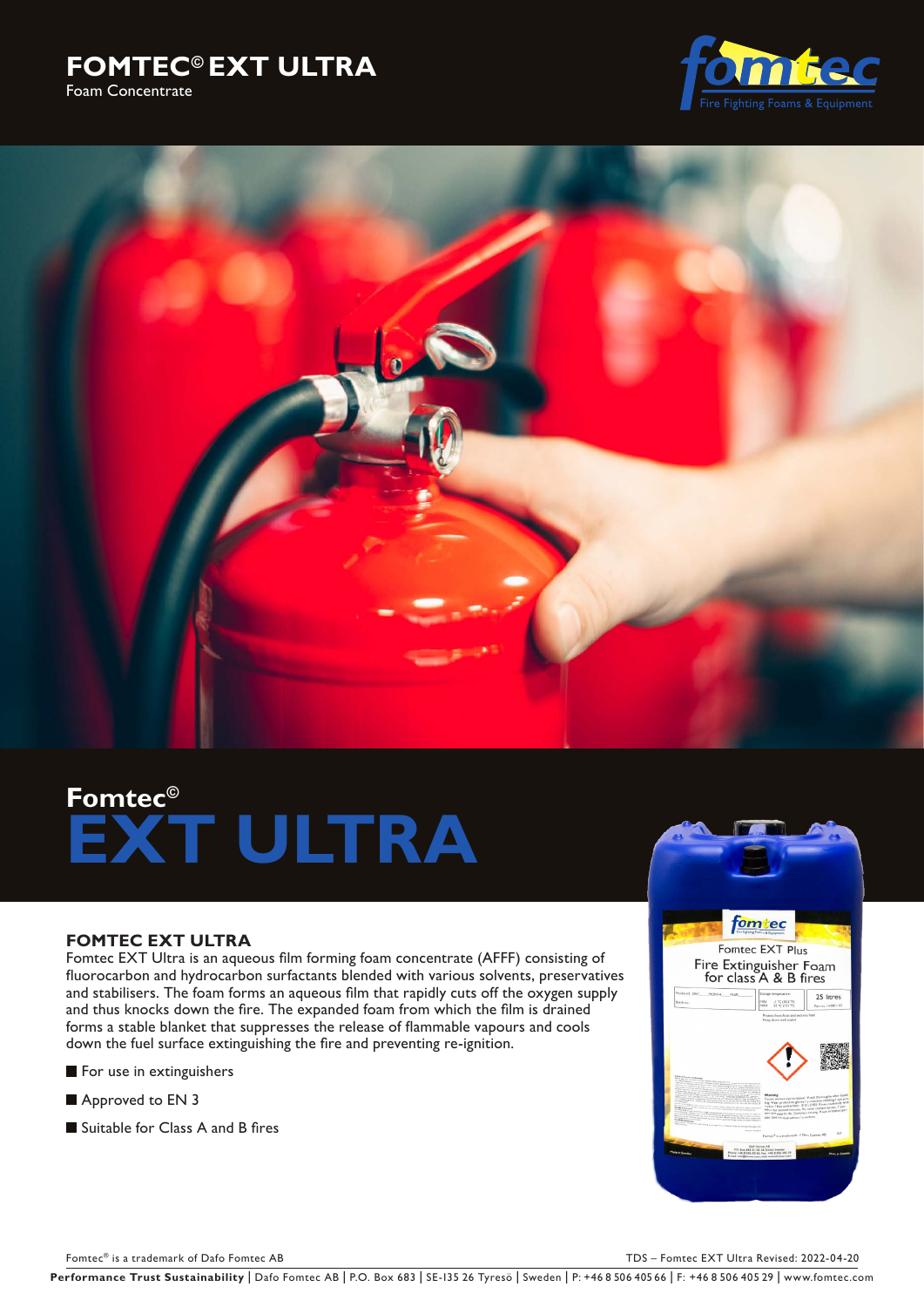# FOMTEC© EXT ULTRA

Foam Concentrate

## Fomtec© EXT ULTRA

### FOMTEC EXT ULTRA

Fomtec EXT Ultra is an aqueous film forming foam concentrate (AFFF) consisting of fluorocarbon and hydrocarbon surfactants blended with various solvents, preservatives and stabilisers. The foam forms an aqueous film that rapidly cuts off the oxygen supply and thus knocks down the fire. The expanded foam from which the film is drained forms a stable blanket that suppresses the release of flammable vapours and cools down the fuel surface extinguishing the fire and preventing re-ignition.

- For use in extinguishers
- Approved to EN 3
- Suitable for Class A and B fires

Fomtec® is a trademark of Dafo Fomtec AB

TDS – Fomtec EXT Ultra Revised: 2022-04-20

**Performance Trust Sustainability** | Dafo Fomtec AB | P.O. Box 683 | SE-135 26 Tyresö | Sweden | P: +46 8 506 405 66 | F: +46 8 506 405 29 | www.fomtec.com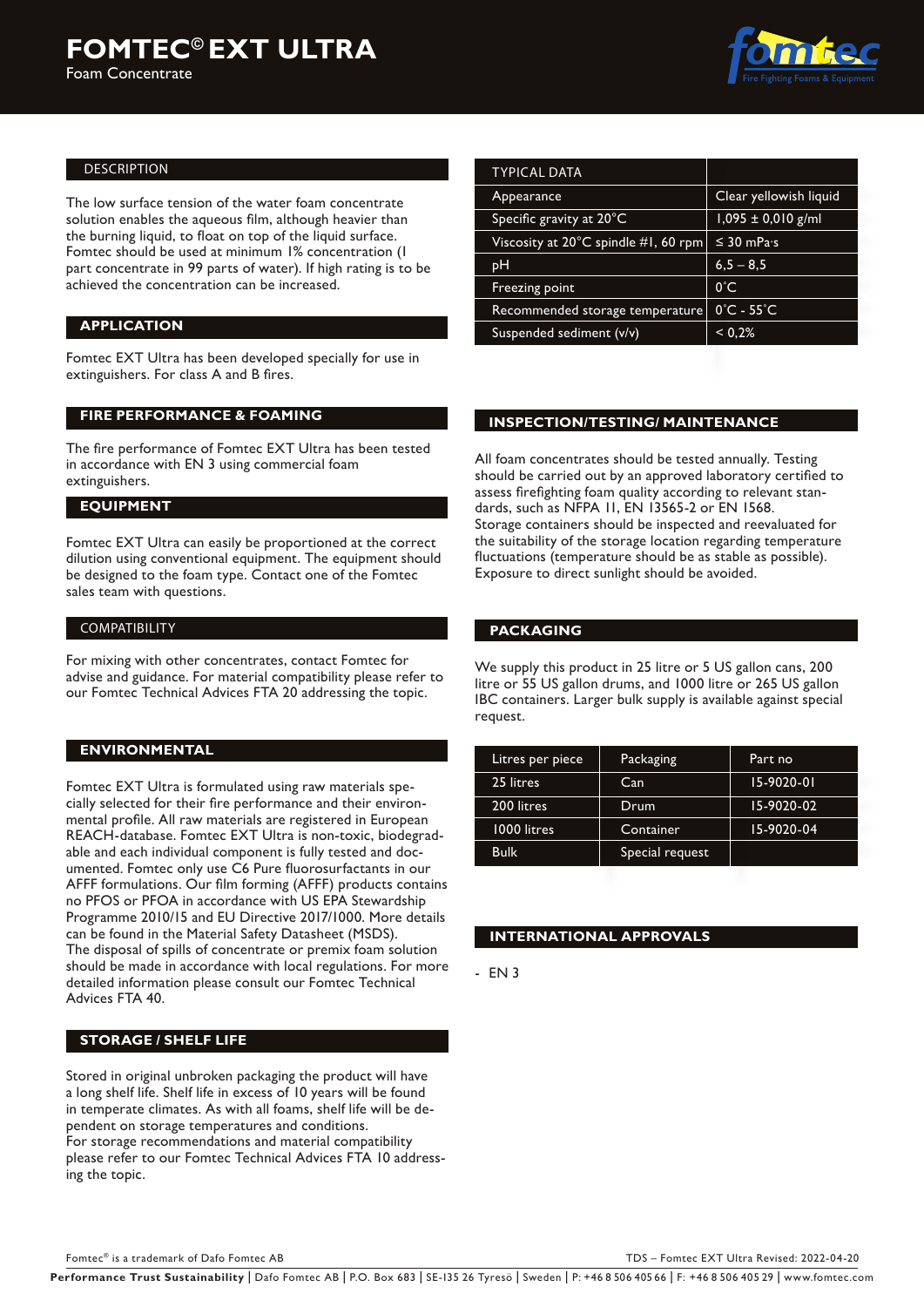# FOMTEC© EXT ULTRA

Foam Concentrate

## DESCRIPTION

The low surface tension of the water foam concentrate solution enables the aqueous film, although heavier than the burning liquid, to float on top of the liquid surface. Fomtec should be used at minimum 1% concentration (1 part concentrate in 99 parts of water). If high rating is to be achieved the concentration can be increased.

## APPLICATION

Fomtec EXT Ultra has been developed specially for use in extinguishers. For class A and B fires.

## FIRE PERFORMANCE & FOAMING

The fire performance of Fomtec EXT Ultra has been tested in accordance with EN 3 using commercial foam extinguishers.

## EQUIPMENT

Fomtec EXT Ultra can easily be proportioned at the correct dilution using conventional equipment. The equipment should be designed to the foam type. Contact one of the Fomtec sales team with questions.

## COMPATIBILITY

For mixing with other concentrates, contact Fomtec for advise and guidance. For material compatibility please refer to our Fomtec Technical Advices FTA 20 addressing the topic.

## ENVIRONMENTAL

Fomtec EXT Ultra is formulated using raw materials specially selected for their fire performance and their environmental profile. All raw materials are registered in European REACH-database. Fomtec EXT Ultra is non-toxic, biodegradable and each individual component is fully tested and documented. Fomtec only use C6 Pure fluorosurfactants in our AFFF formulations. Our film forming (AFFF) products contains no PFOS or PFOA in accordance with US EPA Stewardship Programme 2010/15 and EU Directive 2017/1000. More details can be found in the Material Safety Datasheet (MSDS).
The disposal of spills of concentrate or premix foam solution should be made in accordance with local regulations. For more detailed information please consult our Fomtec Technical Advices FTA 40.

## STORAGE / SHELF LIFE

Stored in original unbroken packaging the product will have a long shelf life. Shelf life in excess of 10 years will be found in temperate climates. As with all foams, shelf life will be dependent on storage temperatures and conditions.
For storage recommendations and material compatibility please refer to our Fomtec Technical Advices FTA 10 addressing the topic.

| TYPICAL DATA | |
|---|---|
| Appearance | Clear yellowish liquid |
| Specific gravity at 20°C | 1,095 ± 0,010 g/ml |
| Viscosity at 20°C spindle #1, 60 rpm | ≤ 30 mPa·s |
| pH | 6,5 – 8,5 |
| Freezing point | 0°C |
| Recommended storage temperature | 0°C - 55°C |
| Suspended sediment (v/v) | < 0,2% |

## INSPECTION/TESTING/ MAINTENANCE

All foam concentrates should be tested annually. Testing should be carried out by an approved laboratory certified to assess firefighting foam quality according to relevant standards, such as NFPA 11, EN 13565-2 or EN 1568.
Storage containers should be inspected and reevaluated for the suitability of the storage location regarding temperature fluctuations (temperature should be as stable as possible). Exposure to direct sunlight should be avoided.

## PACKAGING

We supply this product in 25 litre or 5 US gallon cans, 200 litre or 55 US gallon drums, and 1000 litre or 265 US gallon IBC containers. Larger bulk supply is available against special request.

| Litres per piece | Packaging | Part no |
|---|---|---|
| 25 litres | Can | 15-9020-01 |
| 200 litres | Drum | 15-9020-02 |
| 1000 litres | Container | 15-9020-04 |
| Bulk | Special request | |

## INTERNATIONAL APPROVALS

- EN 3

Fomtec® is a trademark of Dafo Fomtec AB

TDS – Fomtec EXT Ultra Revised: 2022-04-20

**Performance Trust Sustainability** | Dafo Fomtec AB | P.O. Box 683 | SE-135 26 Tyresö | Sweden | P: +46 8 506 405 66 | F: +46 8 506 405 29 | www.fomtec.com